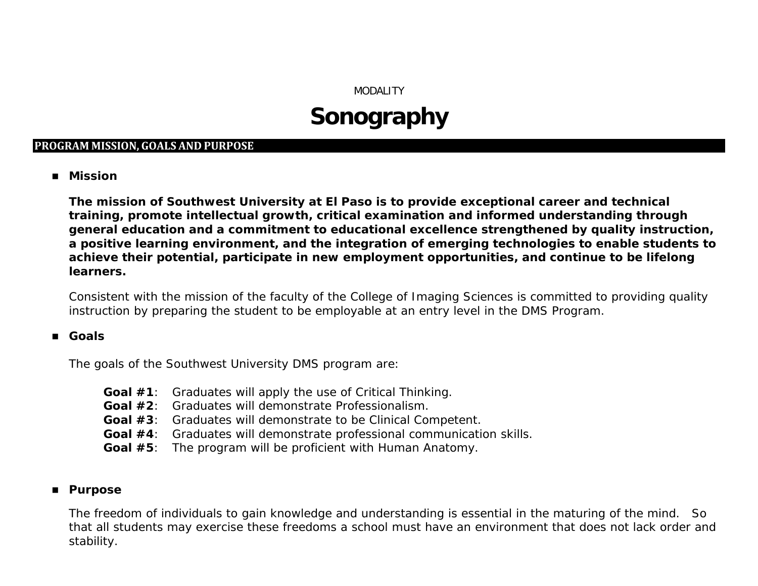MODALITY

# Sonography

## PROGRAM MISSION, GOALS AND PURPOSE

- **Mission**

  **The mission of Southwest University at El Paso is to provide exceptional career and technical training, promote intellectual growth, critical examination and informed understanding through general education and a commitment to educational excellence strengthened by quality instruction, a positive learning environment, and the integration of emerging technologies to enable students to achieve their potential, participate in new employment opportunities, and continue to be lifelong learners.**

  Consistent with the mission of the faculty of the College of Imaging Sciences is committed to providing quality instruction by preparing the student to be employable at an entry level in the DMS Program.

- **Goals**

  The goals of the Southwest University DMS program are:

  **Goal #1**: Graduates will apply the use of Critical Thinking.
  **Goal #2**: Graduates will demonstrate Professionalism.
  **Goal #3**: Graduates will demonstrate to be Clinical Competent.
  **Goal #4**: Graduates will demonstrate professional communication skills.
  **Goal #5**: The program will be proficient with Human Anatomy.

- **Purpose**

  The freedom of individuals to gain knowledge and understanding is essential in the maturing of the mind. So that all students may exercise these freedoms a school must have an environment that does not lack order and stability.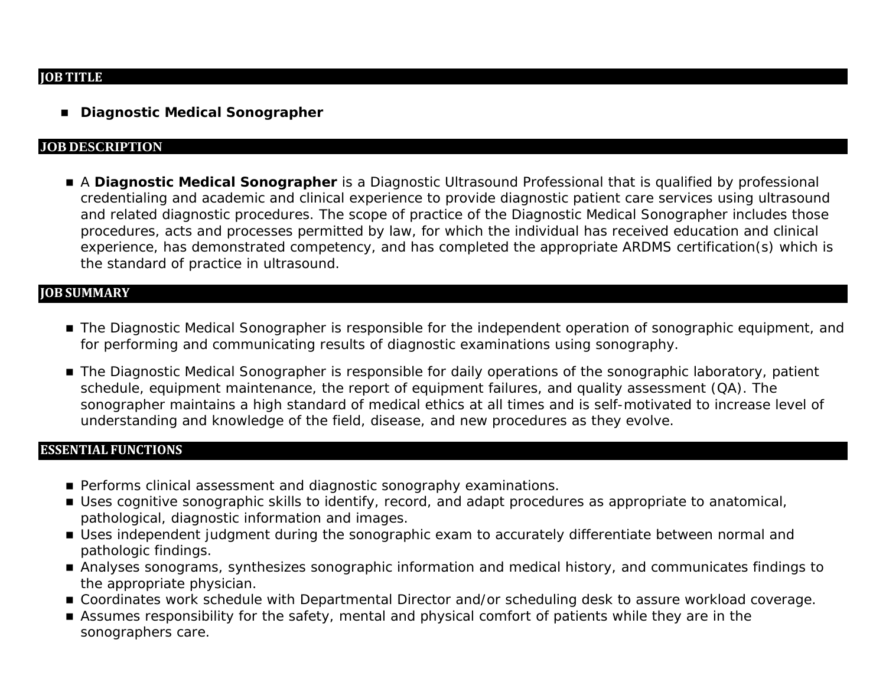## JOB TITLE

- **Diagnostic Medical Sonographer**

## JOB DESCRIPTION

- A **Diagnostic Medical Sonographer** is a Diagnostic Ultrasound Professional that is qualified by professional credentialing and academic and clinical experience to provide diagnostic patient care services using ultrasound and related diagnostic procedures. The scope of practice of the Diagnostic Medical Sonographer includes those procedures, acts and processes permitted by law, for which the individual has received education and clinical experience, has demonstrated competency, and has completed the appropriate ARDMS certification(s) which is the standard of practice in ultrasound.

## JOB SUMMARY

- The Diagnostic Medical Sonographer is responsible for the independent operation of sonographic equipment, and for performing and communicating results of diagnostic examinations using sonography.

- The Diagnostic Medical Sonographer is responsible for daily operations of the sonographic laboratory, patient schedule, equipment maintenance, the report of equipment failures, and quality assessment (QA). The sonographer maintains a high standard of medical ethics at all times and is self-motivated to increase level of understanding and knowledge of the field, disease, and new procedures as they evolve.

## ESSENTIAL FUNCTIONS

- Performs clinical assessment and diagnostic sonography examinations.
- Uses cognitive sonographic skills to identify, record, and adapt procedures as appropriate to anatomical, pathological, diagnostic information and images.
- Uses independent judgment during the sonographic exam to accurately differentiate between normal and pathologic findings.
- Analyses sonograms, synthesizes sonographic information and medical history, and communicates findings to the appropriate physician.
- Coordinates work schedule with Departmental Director and/or scheduling desk to assure workload coverage.
- Assumes responsibility for the safety, mental and physical comfort of patients while they are in the sonographers care.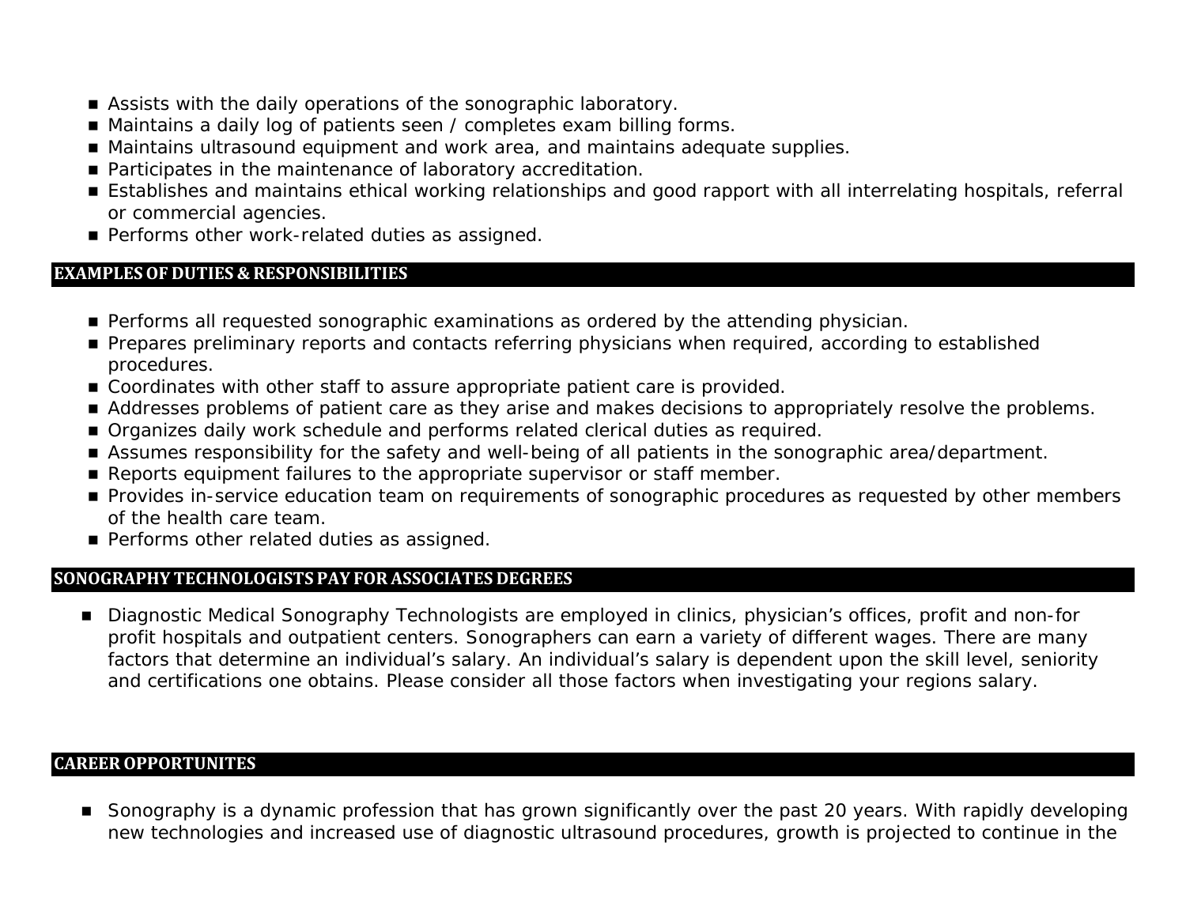- Assists with the daily operations of the sonographic laboratory.
- Maintains a daily log of patients seen / completes exam billing forms.
- Maintains ultrasound equipment and work area, and maintains adequate supplies.
- Participates in the maintenance of laboratory accreditation.
- Establishes and maintains ethical working relationships and good rapport with all interrelating hospitals, referral or commercial agencies.
- Performs other work-related duties as assigned.

## EXAMPLES OF DUTIES & RESPONSIBILITIES

- Performs all requested sonographic examinations as ordered by the attending physician.
- Prepares preliminary reports and contacts referring physicians when required, according to established procedures.
- Coordinates with other staff to assure appropriate patient care is provided.
- Addresses problems of patient care as they arise and makes decisions to appropriately resolve the problems.
- Organizes daily work schedule and performs related clerical duties as required.
- Assumes responsibility for the safety and well-being of all patients in the sonographic area/department.
- Reports equipment failures to the appropriate supervisor or staff member.
- Provides in-service education team on requirements of sonographic procedures as requested by other members of the health care team.
- Performs other related duties as assigned.

## SONOGRAPHY TECHNOLOGISTS PAY FOR ASSOCIATES DEGREES

- Diagnostic Medical Sonography Technologists are employed in clinics, physician's offices, profit and non-for profit hospitals and outpatient centers. Sonographers can earn a variety of different wages. There are many factors that determine an individual's salary. An individual's salary is dependent upon the skill level, seniority and certifications one obtains. Please consider all those factors when investigating your regions salary.

## CAREER OPPORTUNITES

- Sonography is a dynamic profession that has grown significantly over the past 20 years. With rapidly developing new technologies and increased use of diagnostic ultrasound procedures, growth is projected to continue in the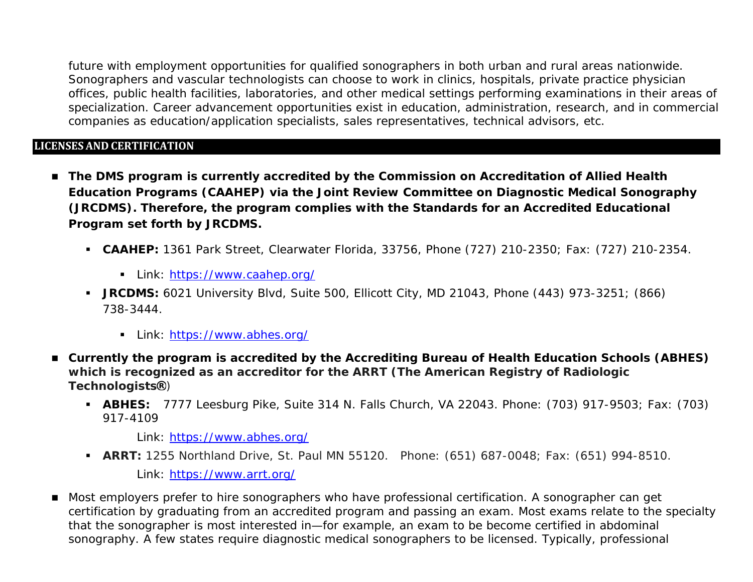future with employment opportunities for qualified sonographers in both urban and rural areas nationwide. Sonographers and vascular technologists can choose to work in clinics, hospitals, private practice physician offices, public health facilities, laboratories, and other medical settings performing examinations in their areas of specialization. Career advancement opportunities exist in education, administration, research, and in commercial companies as education/application specialists, sales representatives, technical advisors, etc.

## LICENSES AND CERTIFICATION

- **The DMS program is currently accredited by the Commission on Accreditation of Allied Health Education Programs (CAAHEP) via the Joint Review Committee on Diagnostic Medical Sonography (JRCDMS). Therefore, the program complies with the Standards for an Accredited Educational Program set forth by JRCDMS.**
  - **CAAHEP:** 1361 Park Street, Clearwater Florida, 33756, Phone (727) 210-2350; Fax: (727) 210-2354.
    - Link: [https://www.caahep.org/](https://www.caahep.org/)
  - **JRCDMS:** 6021 University Blvd, Suite 500, Ellicott City, MD 21043, Phone (443) 973-3251; (866) 738-3444.
    - Link: [https://www.abhes.org/](https://www.abhes.org/)
- **Currently the program is accredited by the Accrediting Bureau of Health Education Schools (ABHES) which is recognized as an accreditor for the ARRT (The American Registry of Radiologic Technologists®**)
  - **ABHES:** 7777 Leesburg Pike, Suite 314 N. Falls Church, VA 22043. Phone: (703) 917-9503; Fax: (703) 917-4109

    Link: [https://www.abhes.org/](https://www.abhes.org/)
  - **ARRT:** 1255 Northland Drive, St. Paul MN 55120. Phone: (651) 687-0048; Fax: (651) 994-8510.

    Link: [https://www.arrt.org/](https://www.arrt.org/)
- Most employers prefer to hire sonographers who have professional certification. A sonographer can get certification by graduating from an accredited program and passing an exam. Most exams relate to the specialty that the sonographer is most interested in—for example, an exam to be become certified in abdominal sonography. A few states require diagnostic medical sonographers to be licensed. Typically, professional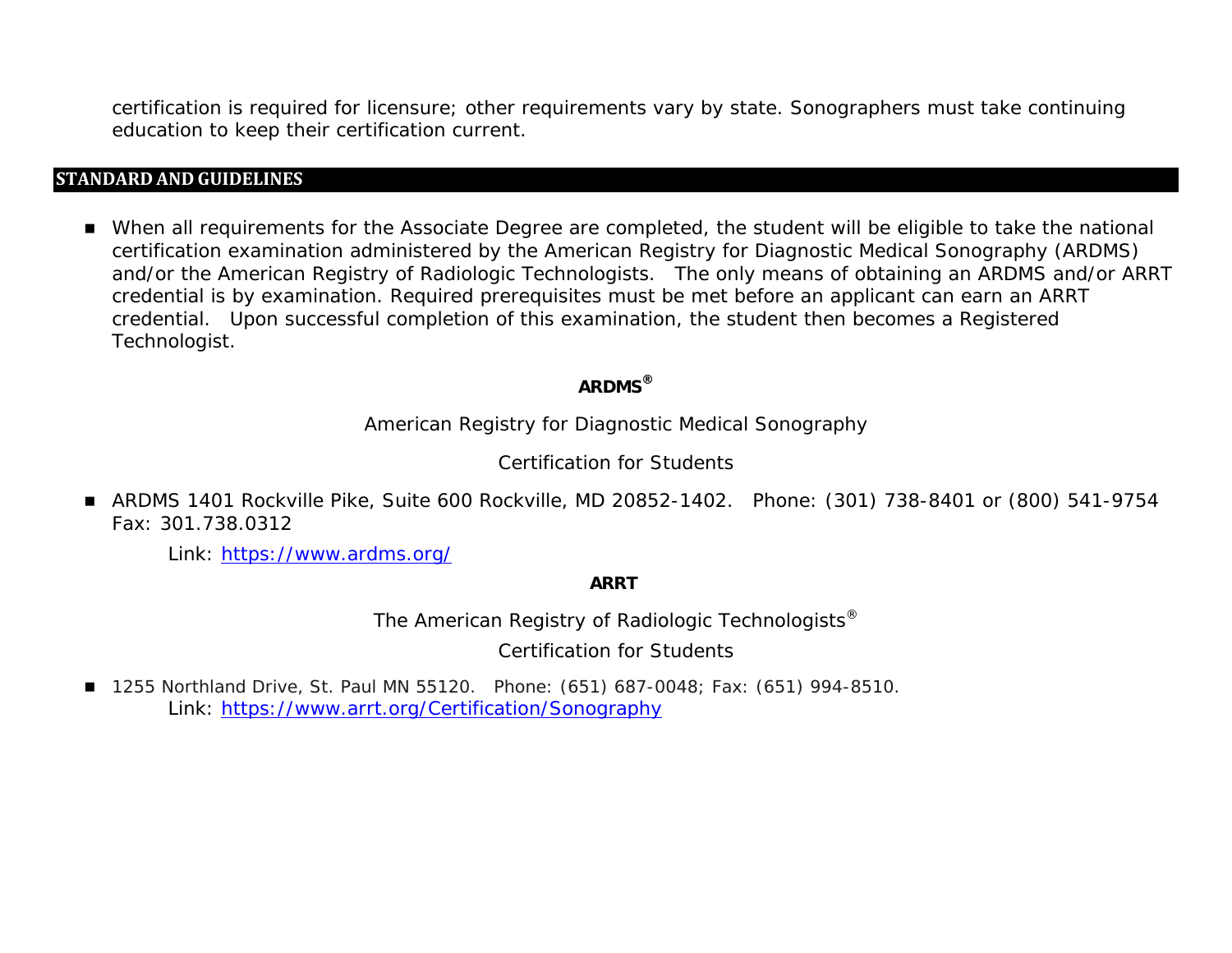certification is required for licensure; other requirements vary by state. Sonographers must take continuing education to keep their certification current.

## STANDARD AND GUIDELINES

- When all requirements for the Associate Degree are completed, the student will be eligible to take the national certification examination administered by the American Registry for Diagnostic Medical Sonography (ARDMS) and/or the American Registry of Radiologic Technologists. The only means of obtaining an ARDMS and/or ARRT credential is by examination. Required prerequisites must be met before an applicant can earn an ARRT credential. Upon successful completion of this examination, the student then becomes a Registered Technologist.

**ARDMS®**

American Registry for Diagnostic Medical Sonography

Certification for Students

- ARDMS 1401 Rockville Pike, Suite 600 Rockville, MD 20852-1402. Phone: (301) 738-8401 or (800) 541-9754 Fax: 301.738.0312

  Link: [https://www.ardms.org/](https://www.ardms.org/)

**ARRT**

The American Registry of Radiologic Technologists®

Certification for Students

- 1255 Northland Drive, St. Paul MN 55120. Phone: (651) 687-0048; Fax: (651) 994-8510.

  Link: [https://www.arrt.org/Certification/Sonography](https://www.arrt.org/Certification/Sonography)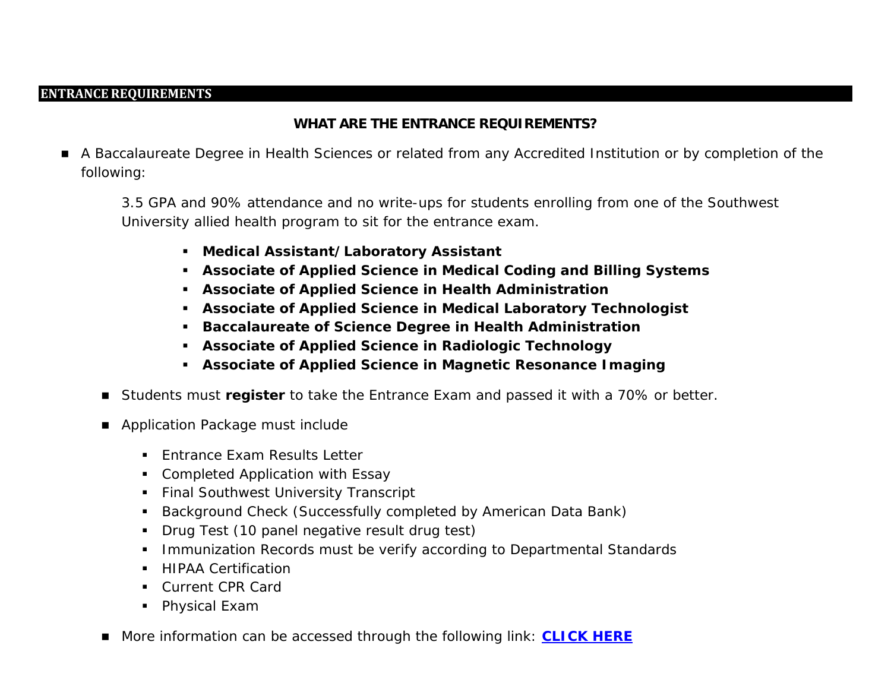## ENTRANCE REQUIREMENTS

### WHAT ARE THE ENTRANCE REQUIREMENTS?

- A Baccalaureate Degree in Health Sciences or related from any Accredited Institution or by completion of the following:

  3.5 GPA and 90% attendance and no write-ups for students enrolling from one of the Southwest University allied health program to sit for the entrance exam.

  - **Medical Assistant/Laboratory Assistant**
  - **Associate of Applied Science in Medical Coding and Billing Systems**
  - **Associate of Applied Science in Health Administration**
  - **Associate of Applied Science in Medical Laboratory Technologist**
  - **Baccalaureate of Science Degree in Health Administration**
  - **Associate of Applied Science in Radiologic Technology**
  - **Associate of Applied Science in Magnetic Resonance Imaging**

- Students must **register** to take the Entrance Exam and passed it with a 70% or better.

- Application Package must include

  - Entrance Exam Results Letter
  - Completed Application with Essay
  - Final Southwest University Transcript
  - Background Check (Successfully completed by American Data Bank)
  - Drug Test (10 panel negative result drug test)
  - Immunization Records must be verify according to Departmental Standards
  - HIPAA Certification
  - Current CPR Card
  - Physical Exam

- More information can be accessed through the following link: **CLICK HERE**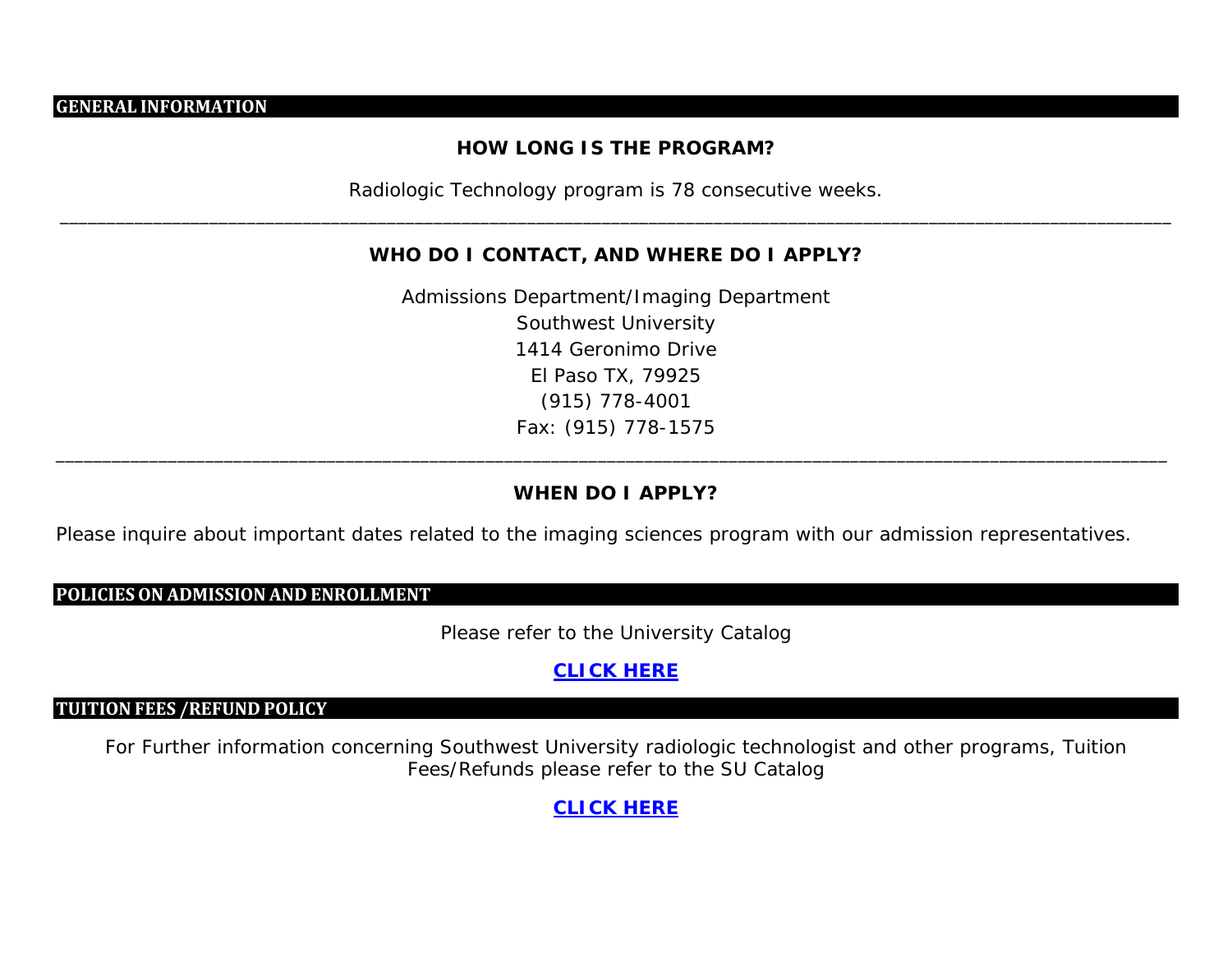## GENERAL INFORMATION

### HOW LONG IS THE PROGRAM?

Radiologic Technology program is 78 consecutive weeks.

---

### WHO DO I CONTACT, AND WHERE DO I APPLY?

Admissions Department/Imaging Department
Southwest University
1414 Geronimo Drive
El Paso TX, 79925
(915) 778-4001
Fax: (915) 778-1575

---

### WHEN DO I APPLY?

Please inquire about important dates related to the imaging sciences program with our admission representatives.

## POLICIES ON ADMISSION AND ENROLLMENT

Please refer to the University Catalog

**CLICK HERE**

## TUITION FEES /REFUND POLICY

For Further information concerning Southwest University radiologic technologist and other programs, Tuition Fees/Refunds please refer to the SU Catalog

**CLICK HERE**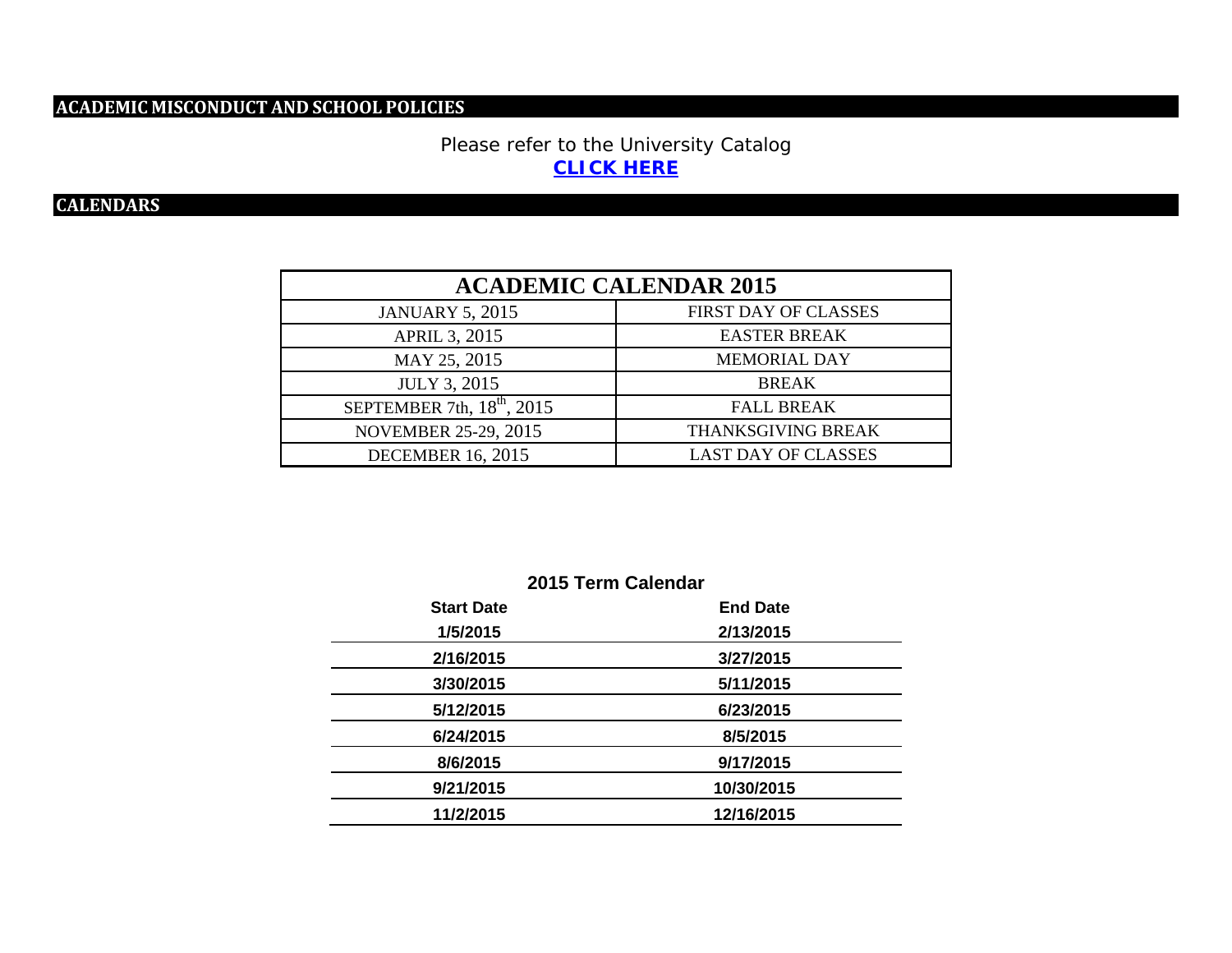## ACADEMIC MISCONDUCT AND SCHOOL POLICIES

Please refer to the University Catalog
**CLICK HERE**

## CALENDARS

| ACADEMIC CALENDAR 2015 | |
|---|---|
| JANUARY 5, 2015 | FIRST DAY OF CLASSES |
| APRIL 3, 2015 | EASTER BREAK |
| MAY 25, 2015 | MEMORIAL DAY |
| JULY 3, 2015 | BREAK |
| SEPTEMBER 7th, 18th, 2015 | FALL BREAK |
| NOVEMBER 25-29, 2015 | THANKSGIVING BREAK |
| DECEMBER 16, 2015 | LAST DAY OF CLASSES |

**2015 Term Calendar**

| Start Date | End Date |
|---|---|
| 1/5/2015 | 2/13/2015 |
| 2/16/2015 | 3/27/2015 |
| 3/30/2015 | 5/11/2015 |
| 5/12/2015 | 6/23/2015 |
| 6/24/2015 | 8/5/2015 |
| 8/6/2015 | 9/17/2015 |
| 9/21/2015 | 10/30/2015 |
| 11/2/2015 | 12/16/2015 |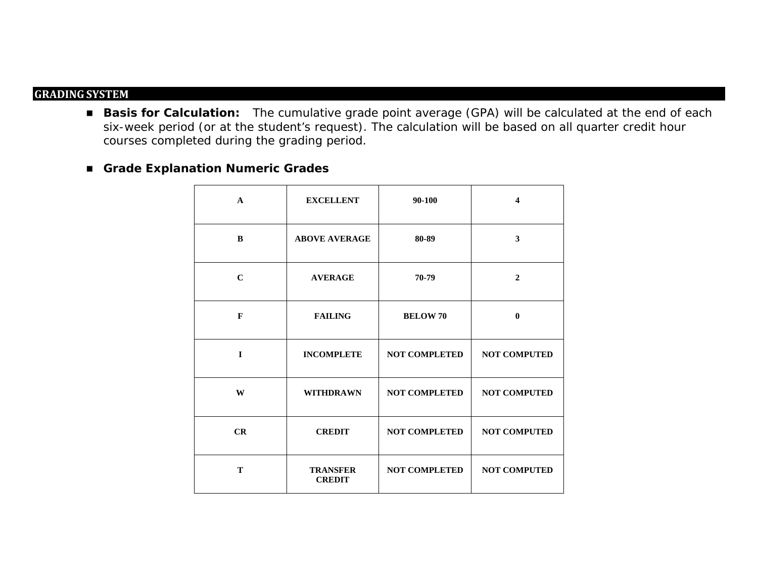## GRADING SYSTEM

- **Basis for Calculation:** The cumulative grade point average (GPA) will be calculated at the end of each six-week period (or at the student's request). The calculation will be based on all quarter credit hour courses completed during the grading period.

- **Grade Explanation Numeric Grades**

| A | EXCELLENT | 90-100 | 4 |
|---|---|---|---|
| B | ABOVE AVERAGE | 80-89 | 3 |
| C | AVERAGE | 70-79 | 2 |
| F | FAILING | BELOW 70 | 0 |
| I | INCOMPLETE | NOT COMPLETED | NOT COMPUTED |
| W | WITHDRAWN | NOT COMPLETED | NOT COMPUTED |
| CR | CREDIT | NOT COMPLETED | NOT COMPUTED |
| T | TRANSFER CREDIT | NOT COMPLETED | NOT COMPUTED |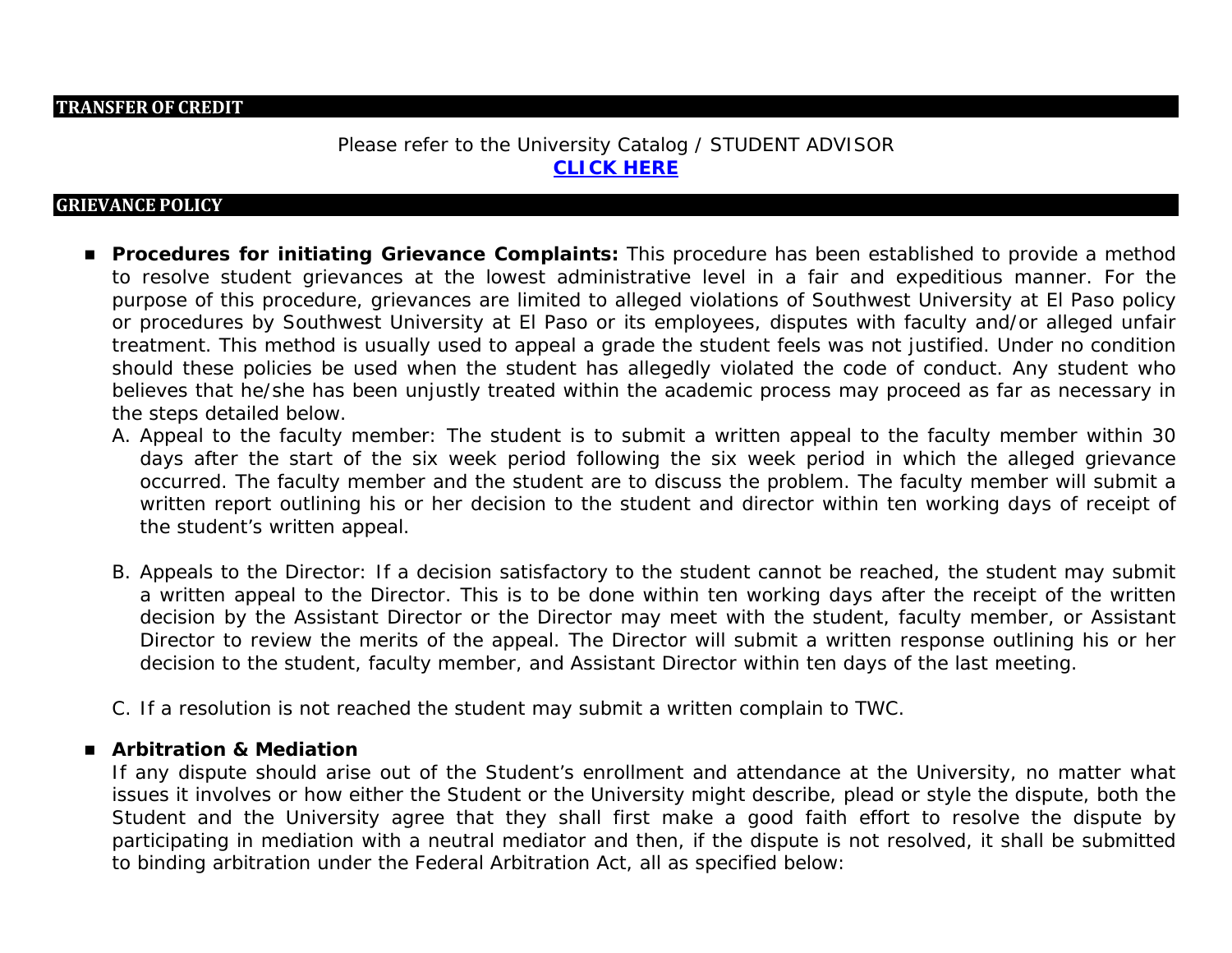## TRANSFER OF CREDIT

Please refer to the University Catalog / STUDENT ADVISOR
**CLICK HERE**

## GRIEVANCE POLICY

- **Procedures for initiating Grievance Complaints:** This procedure has been established to provide a method to resolve student grievances at the lowest administrative level in a fair and expeditious manner. For the purpose of this procedure, grievances are limited to alleged violations of Southwest University at El Paso policy or procedures by Southwest University at El Paso or its employees, disputes with faculty and/or alleged unfair treatment. This method is usually used to appeal a grade the student feels was not justified. Under no condition should these policies be used when the student has allegedly violated the code of conduct. Any student who believes that he/she has been unjustly treated within the academic process may proceed as far as necessary in the steps detailed below.
  - A. Appeal to the faculty member: The student is to submit a written appeal to the faculty member within 30 days after the start of the six week period following the six week period in which the alleged grievance occurred. The faculty member and the student are to discuss the problem. The faculty member will submit a written report outlining his or her decision to the student and director within ten working days of receipt of the student's written appeal.
  - B. Appeals to the Director: If a decision satisfactory to the student cannot be reached, the student may submit a written appeal to the Director. This is to be done within ten working days after the receipt of the written decision by the Assistant Director or the Director may meet with the student, faculty member, or Assistant Director to review the merits of the appeal. The Director will submit a written response outlining his or her decision to the student, faculty member, and Assistant Director within ten days of the last meeting.
  - C. If a resolution is not reached the student may submit a written complain to TWC.

- **Arbitration & Mediation**
  If any dispute should arise out of the Student's enrollment and attendance at the University, no matter what issues it involves or how either the Student or the University might describe, plead or style the dispute, both the Student and the University agree that they shall first make a good faith effort to resolve the dispute by participating in mediation with a neutral mediator and then, if the dispute is not resolved, it shall be submitted to binding arbitration under the Federal Arbitration Act, all as specified below: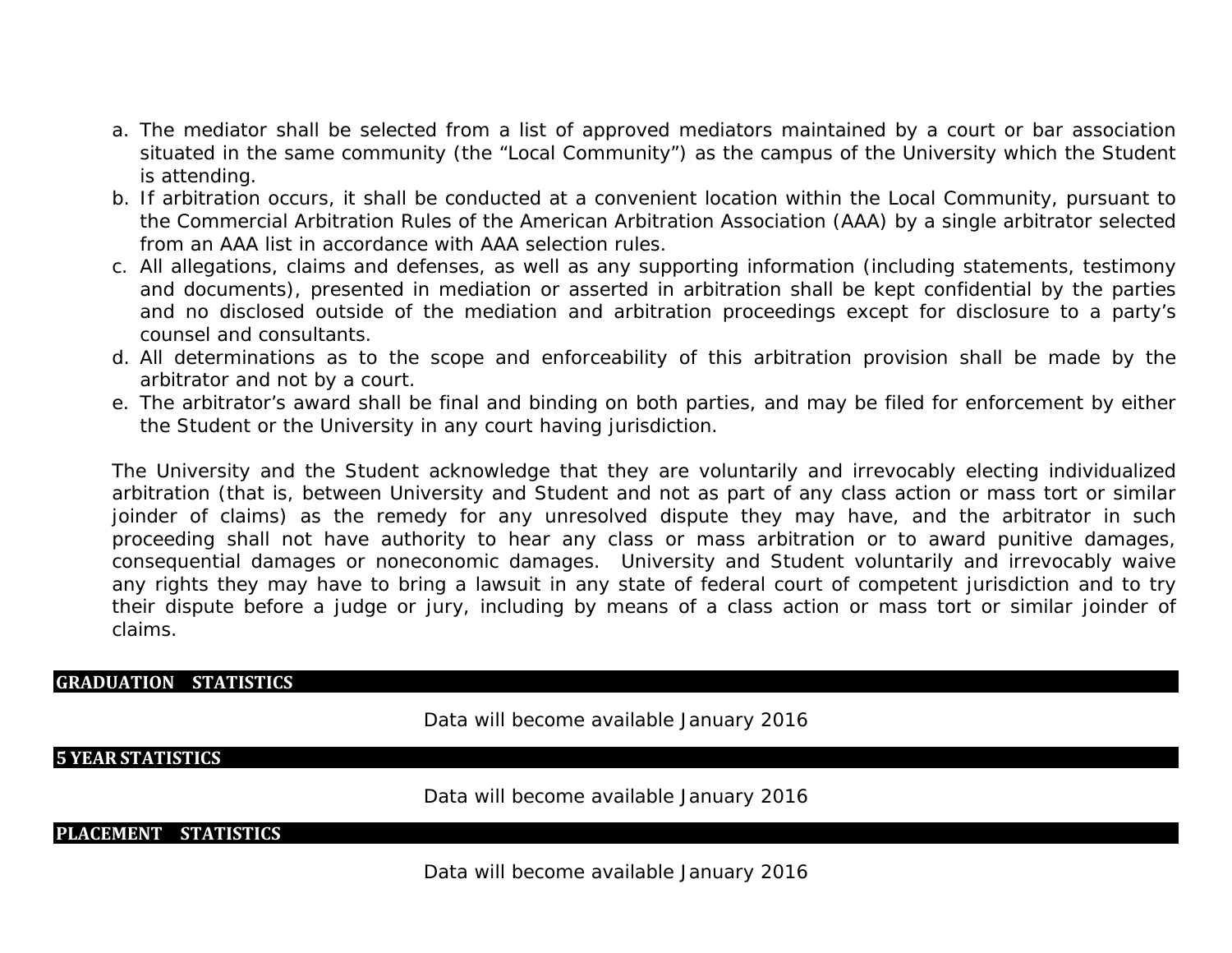a. The mediator shall be selected from a list of approved mediators maintained by a court or bar association situated in the same community (the "Local Community") as the campus of the University which the Student is attending.
b. If arbitration occurs, it shall be conducted at a convenient location within the Local Community, pursuant to the Commercial Arbitration Rules of the American Arbitration Association (AAA) by a single arbitrator selected from an AAA list in accordance with AAA selection rules.
c. All allegations, claims and defenses, as well as any supporting information (including statements, testimony and documents), presented in mediation or asserted in arbitration shall be kept confidential by the parties and no disclosed outside of the mediation and arbitration proceedings except for disclosure to a party's counsel and consultants.
d. All determinations as to the scope and enforceability of this arbitration provision shall be made by the arbitrator and not by a court.
e. The arbitrator's award shall be final and binding on both parties, and may be filed for enforcement by either the Student or the University in any court having jurisdiction.

The University and the Student acknowledge that they are voluntarily and irrevocably electing individualized arbitration (that is, between University and Student and not as part of any class action or mass tort or similar joinder of claims) as the remedy for any unresolved dispute they may have, and the arbitrator in such proceeding shall not have authority to hear any class or mass arbitration or to award punitive damages, consequential damages or noneconomic damages. University and Student voluntarily and irrevocably waive any rights they may have to bring a lawsuit in any state of federal court of competent jurisdiction and to try their dispute before a judge or jury, including by means of a class action or mass tort or similar joinder of claims.

## GRADUATION STATISTICS

Data will become available January 2016

## 5 YEAR STATISTICS

Data will become available January 2016

## PLACEMENT STATISTICS

Data will become available January 2016